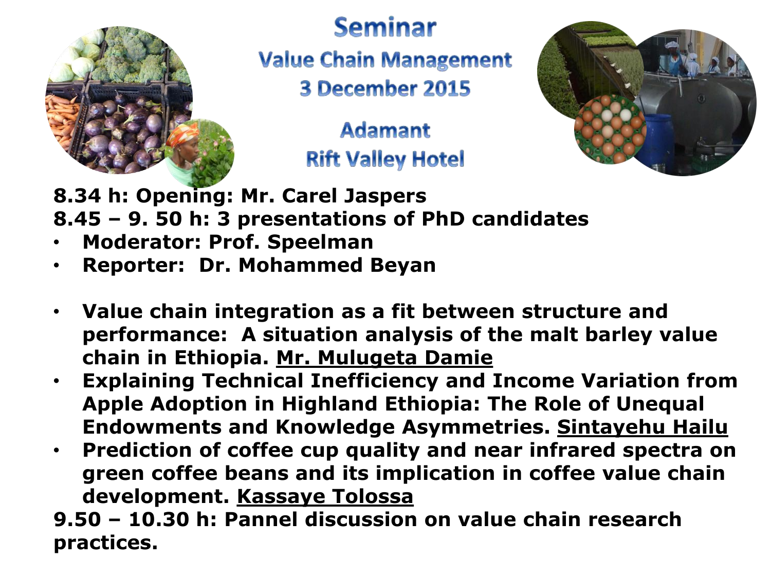# Seminar

## Value Chain Management
## 3 December 2015

## Adamant
## Rift Valley Hotel

**8.34 h: Opening: Mr. Carel Jaspers**

**8.45 – 9. 50 h: 3 presentations of PhD candidates**

- **Moderator: Prof. Speelman**
- **Reporter: Dr. Mohammed Beyan**

- **Value chain integration as a fit between structure and performance: A situation analysis of the malt barley value chain in Ethiopia. <u>Mr. Mulugeta Damie</u>**
- **Explaining Technical Inefficiency and Income Variation from Apple Adoption in Highland Ethiopia: The Role of Unequal Endowments and Knowledge Asymmetries. <u>Sintayehu Hailu</u>**
- **Prediction of coffee cup quality and near infrared spectra on green coffee beans and its implication in coffee value chain development. <u>Kassaye Tolossa</u>**

**9.50 – 10.30 h: Pannel discussion on value chain research practices.**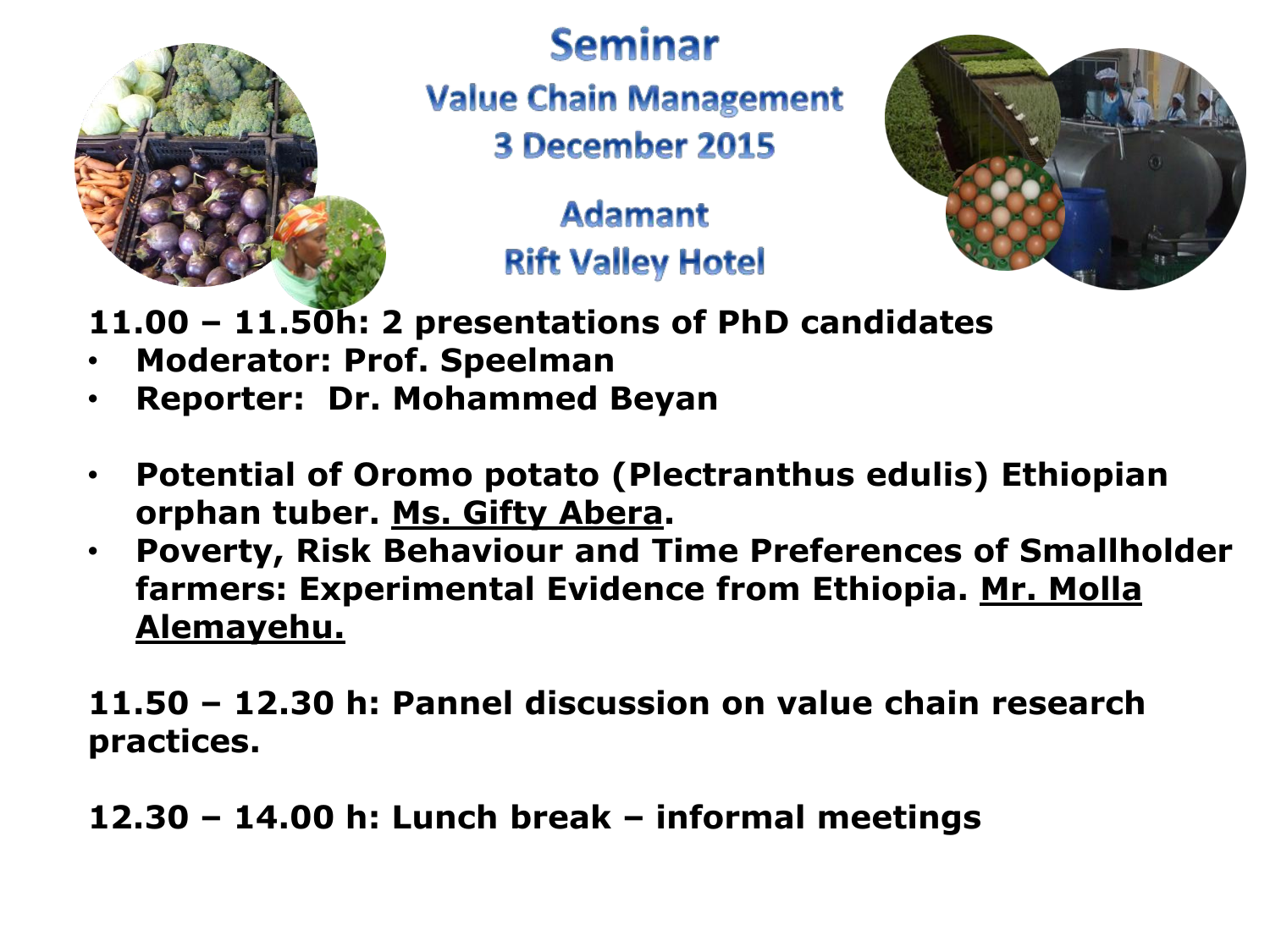# Seminar

## Value Chain Management
## 3 December 2015

## Adamant
## Rift Valley Hotel

**11.00 – 11.50h: 2 presentations of PhD candidates**

- **Moderator: Prof. Speelman**
- **Reporter: Dr. Mohammed Beyan**

- **Potential of Oromo potato (Plectranthus edulis) Ethiopian orphan tuber. Ms. Gifty Abera.**
- **Poverty, Risk Behaviour and Time Preferences of Smallholder farmers: Experimental Evidence from Ethiopia. Mr. Molla Alemayehu.**

**11.50 – 12.30 h: Pannel discussion on value chain research practices.**

**12.30 – 14.00 h: Lunch break – informal meetings**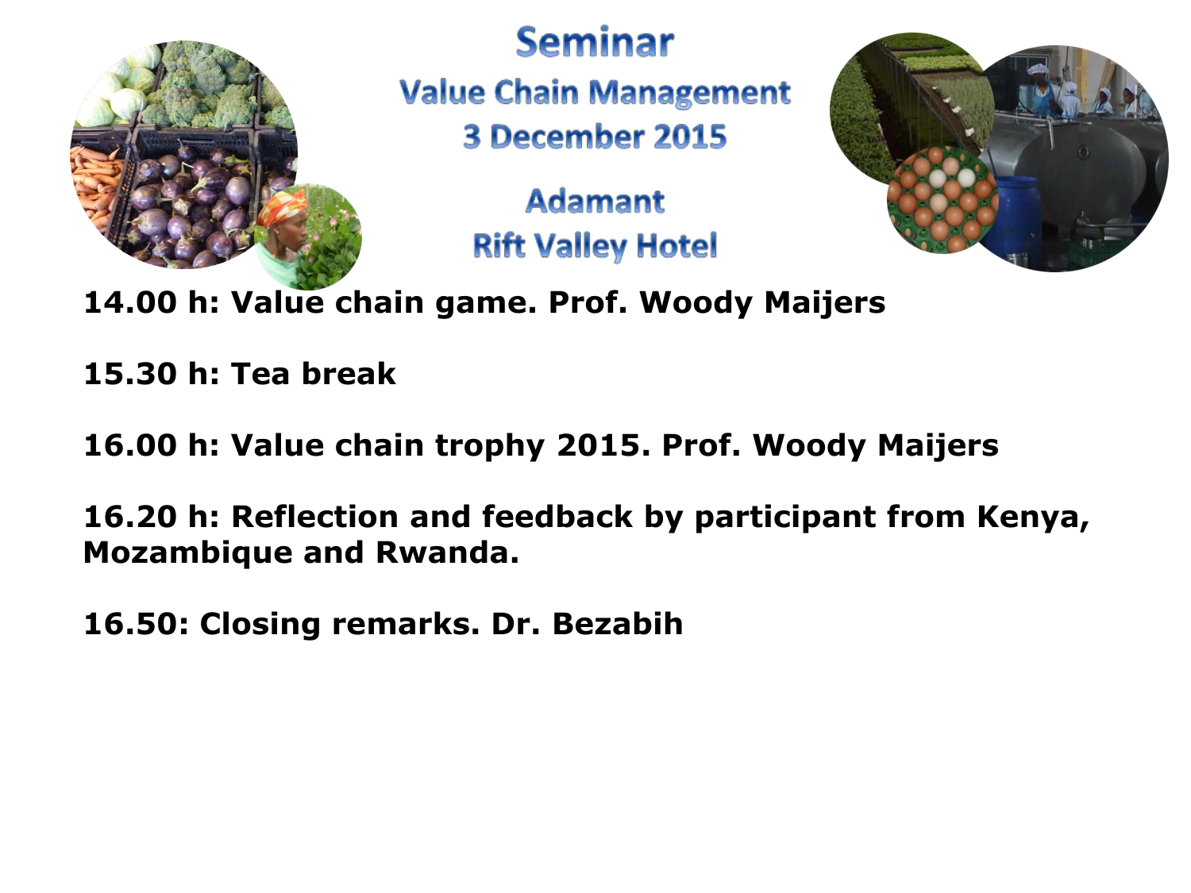# Seminar

## Value Chain Management

## 3 December 2015

## Adamant

## Rift Valley Hotel

**14.00 h: Value chain game. Prof. Woody Maijers**

**15.30 h: Tea break**

**16.00 h: Value chain trophy 2015. Prof. Woody Maijers**

**16.20 h: Reflection and feedback by participant from Kenya, Mozambique and Rwanda.**

**16.50: Closing remarks. Dr. Bezabih**